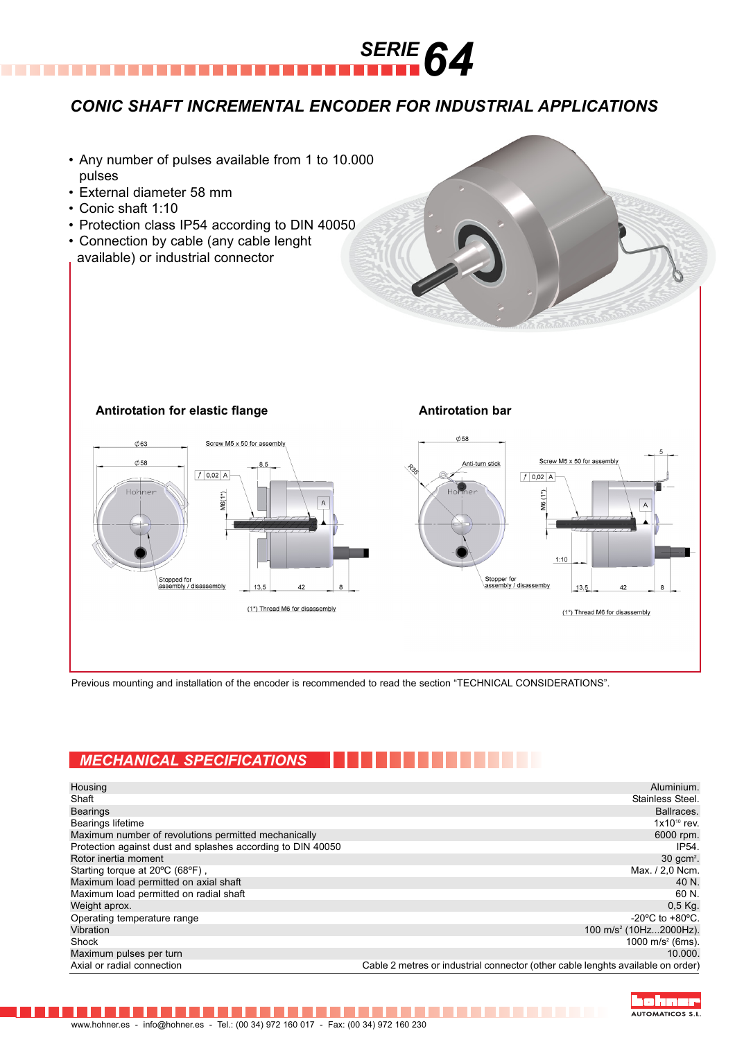# SERIE 64

## CONIC SHAFT INCREMENTAL ENCODER FOR INDUSTRIAL APPLICATIONS

- Any number of pulses available from 1 to 10.000 pulses
- External diameter 58 mm
- Conic shaft 1:10
- Protection class IP54 according to DIN 40050
- Connection by cable (any cable lenght available) or industrial connector

### Antirotation for elastic flange

Ø63, Ø58, Screw M5 x 50 for assembly, 0,02 A, 8,5, M6(1*), A, Stopped for assembly / disassembly, 13,5, 42, 8

(1*) Thread M6 for disassembly

### Antirotation bar

Ø58, R35, Anti-turn stick, Screw M5 x 50 for assembly, 5, 0,02 A, M6 (1*), A, 1:10, Stopper for assembly / disassembly, 13,5, 42, 8

(1*) Thread M6 for disassembly

Previous mounting and installation of the encoder is recommended to read the section "TECHNICAL CONSIDERATIONS".

## MECHANICAL SPECIFICATIONS

| | |
|---|---|
| Housing | Aluminium. |
| Shaft | Stainless Steel. |
| Bearings | Ballraces. |
| Bearings lifetime | $1x10^{10}$ rev. |
| Maximum number of revolutions permitted mechanically | 6000 rpm. |
| Protection against dust and splashes according to DIN 40050 | IP54. |
| Rotor inertia moment | 30 $gcm^2$. |
| Starting torque at 20ºC (68ºF) , | Max. / 2,0 Ncm. |
| Maximum load permitted on axial shaft | 40 N. |
| Maximum load permitted on radial shaft | 60 N. |
| Weight aprox. | 0,5 Kg. |
| Operating temperature range | -20ºC to +80ºC. |
| Vibration | 100 $m/s^2$ (10Hz...2000Hz). |
| Shock | 1000 $m/s^2$ (6ms). |
| Maximum pulses per turn | 10.000. |
| Axial or radial connection | Cable 2 metres or industrial connector (other cable lenghts available on order) |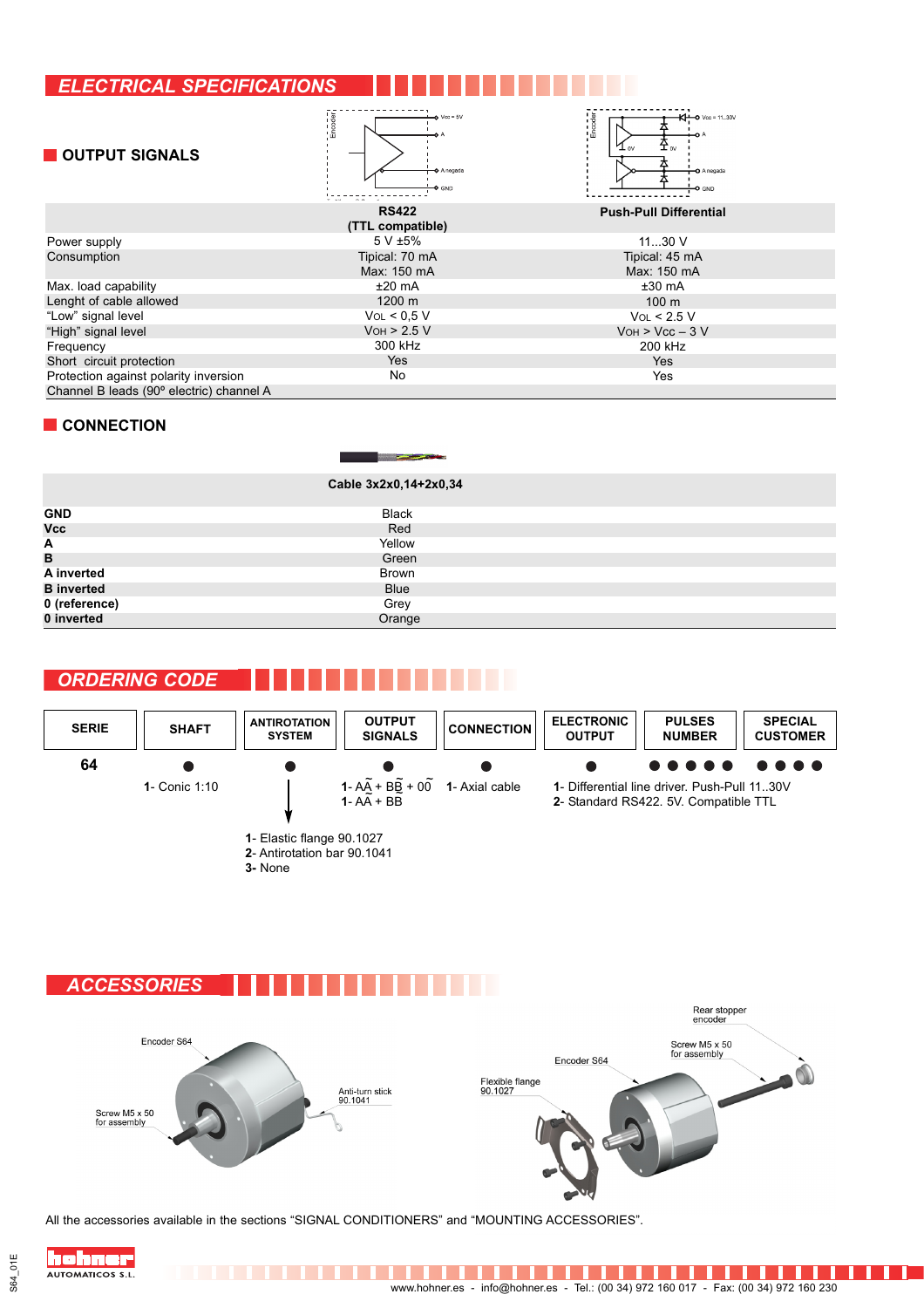## ELECTRICAL SPECIFICATIONS

### OUTPUT SIGNALS

| | RS422 (TTL compatible) | Push-Pull Differential |
|---|---|---|
| Power supply | 5 V ±5% | 11...30 V |
| Consumption | Tipical: 70 mA<br>Max: 150 mA | Tipical: 45 mA<br>Max: 150 mA |
| Max. load capability | ±20 mA | ±30 mA |
| Lenght of cable allowed | 1200 m | 100 m |
| “Low” signal level | $V_{OL}$ < 0,5 V | $V_{OL}$ < 2.5 V |
| “High” signal level | $V_{OH}$ > 2.5 V | $V_{OH}$ > Vcc – 3 V |
| Frequency | 300 kHz | 200 kHz |
| Short circuit protection | Yes | Yes |
| Protection against polarity inversion | No | Yes |
| Channel B leads (90º electric) channel A | | |

### CONNECTION

| | Cable 3x2x0,14+2x0,34 |
|---|---|
| **GND** | Black |
| **Vcc** | Red |
| **A** | Yellow |
| **B** | Green |
| **A inverted** | Brown |
| **B inverted** | Blue |
| **0 (reference)** | Grey |
| **0 inverted** | Orange |

## ORDERING CODE

| SERIE | SHAFT | ANTIROTATION SYSTEM | OUTPUT SIGNALS | CONNECTION | ELECTRONIC OUTPUT | PULSES NUMBER | SPECIAL CUSTOMER |
|---|---|---|---|---|---|---|---|
| 64 | ● | ● | ● | ● | ● | ● ● ● ● ● | ● ● ● ● |

SHAFT:
**1**- Conic 1:10

ANTIROTATION SYSTEM:
**1**- Elastic flange 90.1027
**2**- Antirotation bar 90.1041
**3**- None

OUTPUT SIGNALS:
**1**- A$\bar{A}$ + B$\bar{B}$ + 0$\bar{0}$
**1**- A$\bar{A}$ + BB

CONNECTION:
**1**- Axial cable

ELECTRONIC OUTPUT:
**1**- Differential line driver. Push-Pull 11..30V
**2**- Standard RS422. 5V. Compatible TTL

## ACCESSORIES

Encoder S64
Screw M5 x 50 for assembly
Anti-turn stick 90.1041

Rear stopper encoder
Screw M5 x 50 for assembly
Encoder S64
Flexible flange 90.1027

All the accessories available in the sections “SIGNAL CONDITIONERS” and “MOUNTING ACCESSORIES”.

hohner AUTOMATICOS S.L.

www.hohner.es - info@hohner.es - Tel.: (00 34) 972 160 017 - Fax: (00 34) 972 160 230